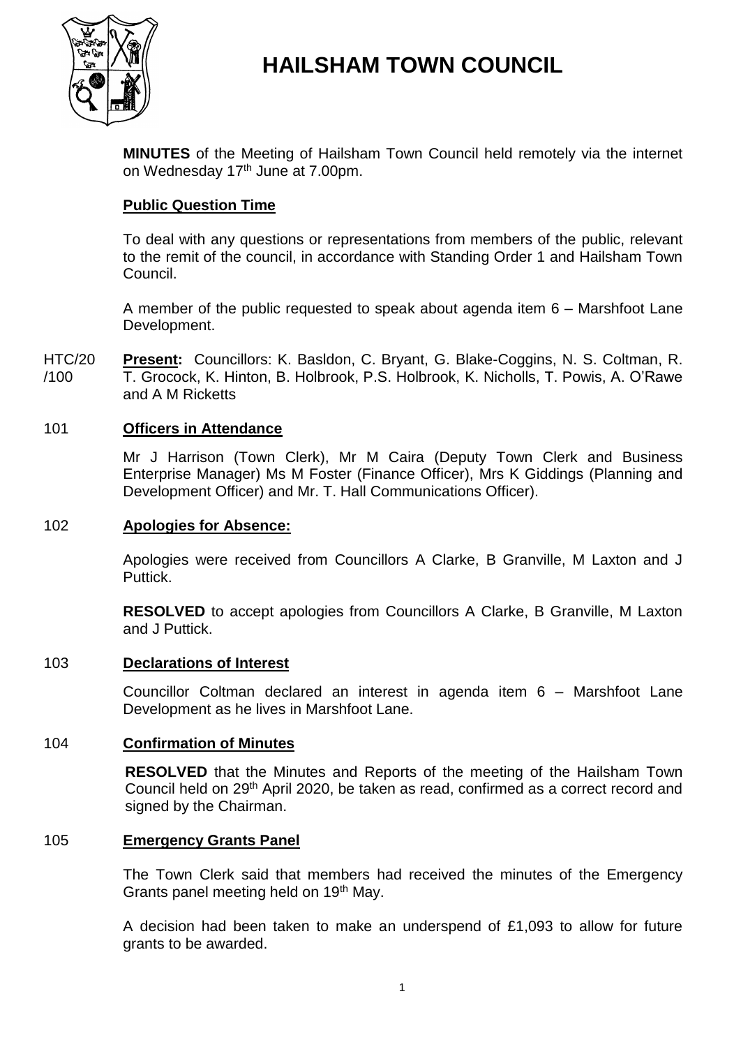# HAILSHAM TOWN COUNCIL

**MINUTES** of the Meeting of Hailsham Town Council held remotely via the internet on Wednesday 17th June at 7.00pm.

## Public Question Time

To deal with any questions or representations from members of the public, relevant to the remit of the council, in accordance with Standing Order 1 and Hailsham Town Council.

A member of the public requested to speak about agenda item 6 – Marshfoot Lane Development.

HTC/20/100 **Present:** Councillors: K. Basldon, C. Bryant, G. Blake-Coggins, N. S. Coltman, R. T. Grocock, K. Hinton, B. Holbrook, P.S. Holbrook, K. Nicholls, T. Powis, A. O'Rawe and A M Ricketts

## 101 Officers in Attendance

Mr J Harrison (Town Clerk), Mr M Caira (Deputy Town Clerk and Business Enterprise Manager) Ms M Foster (Finance Officer), Mrs K Giddings (Planning and Development Officer) and Mr. T. Hall Communications Officer).

## 102 Apologies for Absence:

Apologies were received from Councillors A Clarke, B Granville, M Laxton and J Puttick.

**RESOLVED** to accept apologies from Councillors A Clarke, B Granville, M Laxton and J Puttick.

## 103 Declarations of Interest

Councillor Coltman declared an interest in agenda item 6 – Marshfoot Lane Development as he lives in Marshfoot Lane.

## 104 Confirmation of Minutes

**RESOLVED** that the Minutes and Reports of the meeting of the Hailsham Town Council held on 29th April 2020, be taken as read, confirmed as a correct record and signed by the Chairman.

## 105 Emergency Grants Panel

The Town Clerk said that members had received the minutes of the Emergency Grants panel meeting held on 19th May.

A decision had been taken to make an underspend of £1,093 to allow for future grants to be awarded.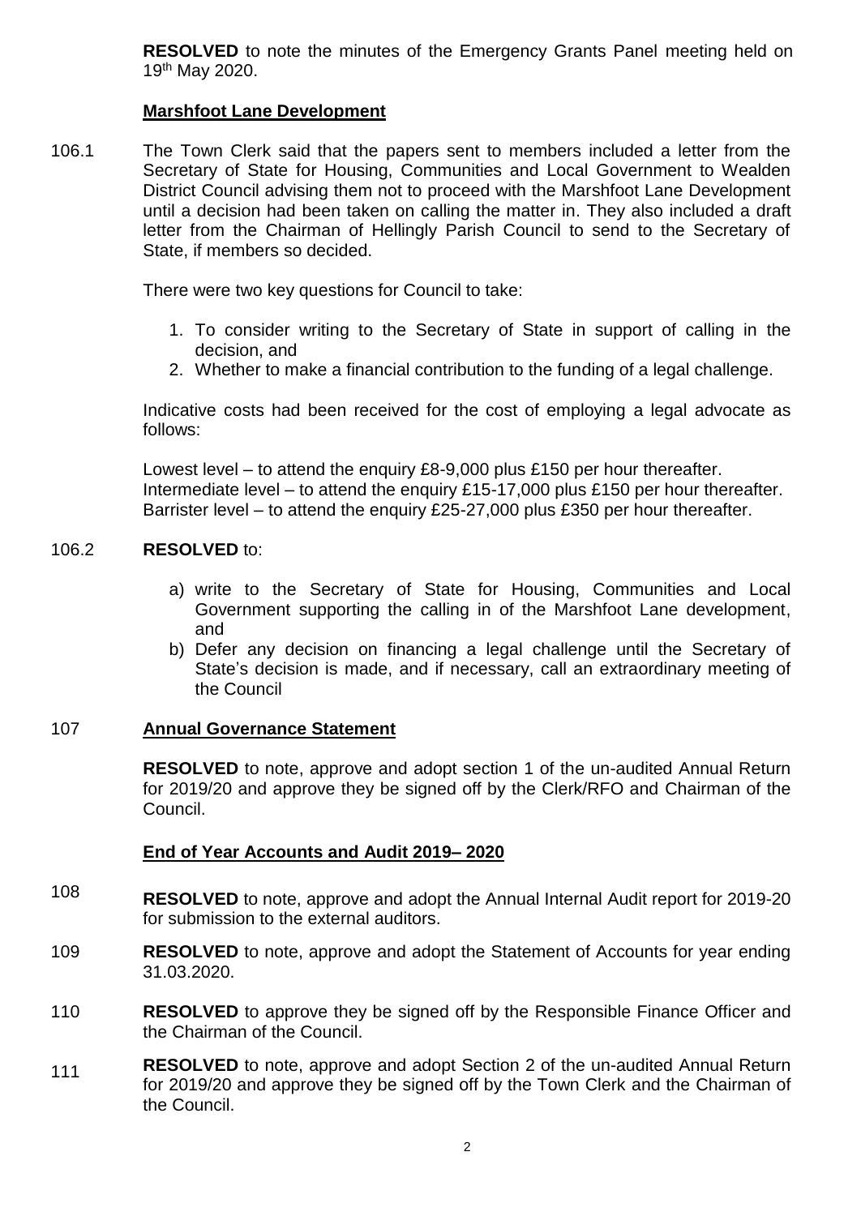**RESOLVED** to note the minutes of the Emergency Grants Panel meeting held on 19th May 2020.

**Marshfoot Lane Development**

106.1 The Town Clerk said that the papers sent to members included a letter from the Secretary of State for Housing, Communities and Local Government to Wealden District Council advising them not to proceed with the Marshfoot Lane Development until a decision had been taken on calling the matter in. They also included a draft letter from the Chairman of Hellingly Parish Council to send to the Secretary of State, if members so decided.

There were two key questions for Council to take:

1. To consider writing to the Secretary of State in support of calling in the decision, and
2. Whether to make a financial contribution to the funding of a legal challenge.

Indicative costs had been received for the cost of employing a legal advocate as follows:

Lowest level – to attend the enquiry £8-9,000 plus £150 per hour thereafter.
Intermediate level – to attend the enquiry £15-17,000 plus £150 per hour thereafter.
Barrister level – to attend the enquiry £25-27,000 plus £350 per hour thereafter.

106.2 **RESOLVED** to:

a) write to the Secretary of State for Housing, Communities and Local Government supporting the calling in of the Marshfoot Lane development, and
b) Defer any decision on financing a legal challenge until the Secretary of State's decision is made, and if necessary, call an extraordinary meeting of the Council

107 **Annual Governance Statement**

**RESOLVED** to note, approve and adopt section 1 of the un-audited Annual Return for 2019/20 and approve they be signed off by the Clerk/RFO and Chairman of the Council.

**End of Year Accounts and Audit 2019– 2020**

108 **RESOLVED** to note, approve and adopt the Annual Internal Audit report for 2019-20 for submission to the external auditors.

109 **RESOLVED** to note, approve and adopt the Statement of Accounts for year ending 31.03.2020.

110 **RESOLVED** to approve they be signed off by the Responsible Finance Officer and the Chairman of the Council.

111 **RESOLVED** to note, approve and adopt Section 2 of the un-audited Annual Return for 2019/20 and approve they be signed off by the Town Clerk and the Chairman of the Council.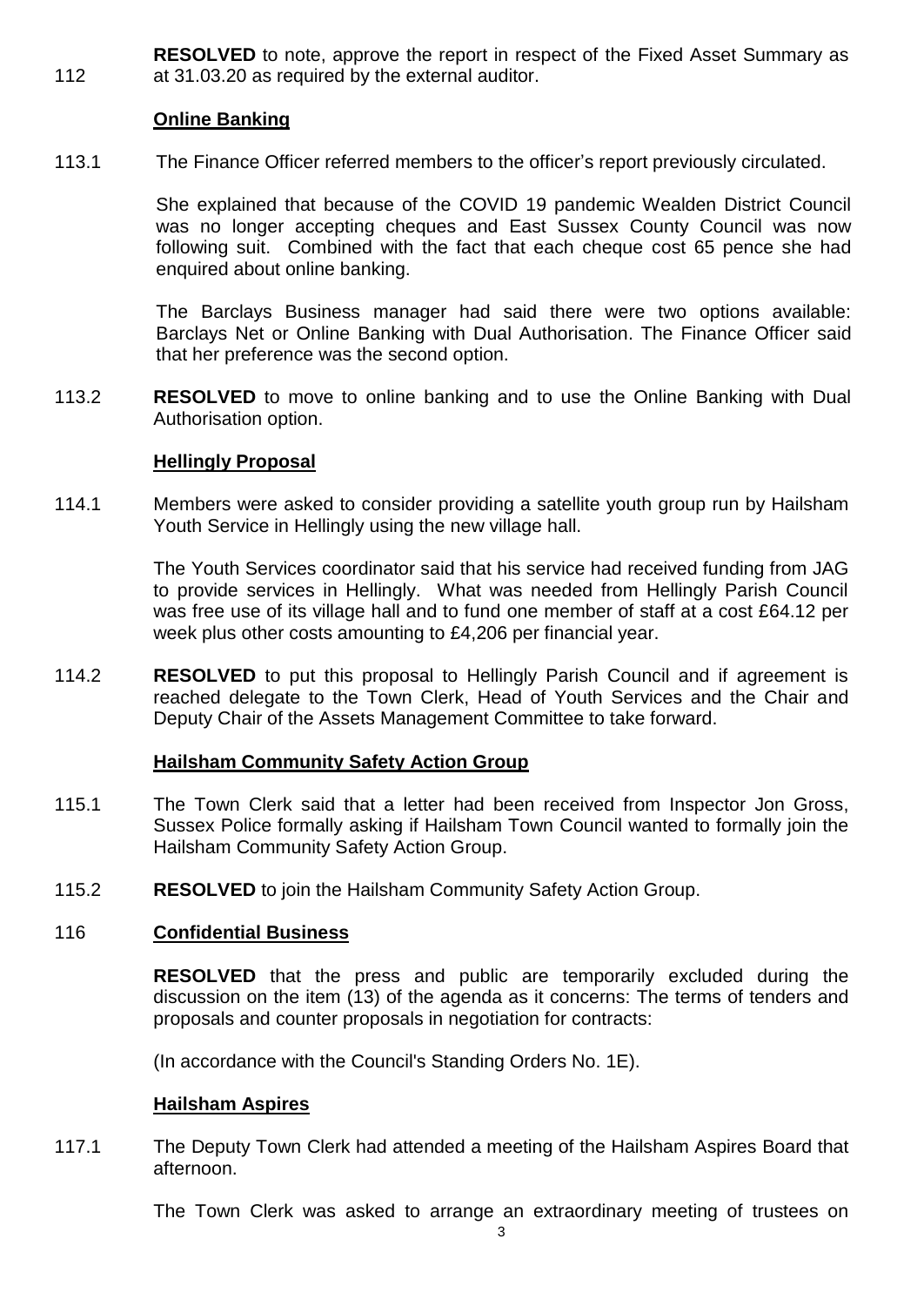112 **RESOLVED** to note, approve the report in respect of the Fixed Asset Summary as at 31.03.20 as required by the external auditor.

**Online Banking**

113.1 The Finance Officer referred members to the officer's report previously circulated.

She explained that because of the COVID 19 pandemic Wealden District Council was no longer accepting cheques and East Sussex County Council was now following suit. Combined with the fact that each cheque cost 65 pence she had enquired about online banking.

The Barclays Business manager had said there were two options available: Barclays Net or Online Banking with Dual Authorisation. The Finance Officer said that her preference was the second option.

113.2 **RESOLVED** to move to online banking and to use the Online Banking with Dual Authorisation option.

**Hellingly Proposal**

114.1 Members were asked to consider providing a satellite youth group run by Hailsham Youth Service in Hellingly using the new village hall.

The Youth Services coordinator said that his service had received funding from JAG to provide services in Hellingly. What was needed from Hellingly Parish Council was free use of its village hall and to fund one member of staff at a cost £64.12 per week plus other costs amounting to £4,206 per financial year.

114.2 **RESOLVED** to put this proposal to Hellingly Parish Council and if agreement is reached delegate to the Town Clerk, Head of Youth Services and the Chair and Deputy Chair of the Assets Management Committee to take forward.

**Hailsham Community Safety Action Group**

115.1 The Town Clerk said that a letter had been received from Inspector Jon Gross, Sussex Police formally asking if Hailsham Town Council wanted to formally join the Hailsham Community Safety Action Group.

115.2 **RESOLVED** to join the Hailsham Community Safety Action Group.

116 **Confidential Business**

**RESOLVED** that the press and public are temporarily excluded during the discussion on the item (13) of the agenda as it concerns: The terms of tenders and proposals and counter proposals in negotiation for contracts:

(In accordance with the Council's Standing Orders No. 1E).

**Hailsham Aspires**

117.1 The Deputy Town Clerk had attended a meeting of the Hailsham Aspires Board that afternoon.

The Town Clerk was asked to arrange an extraordinary meeting of trustees on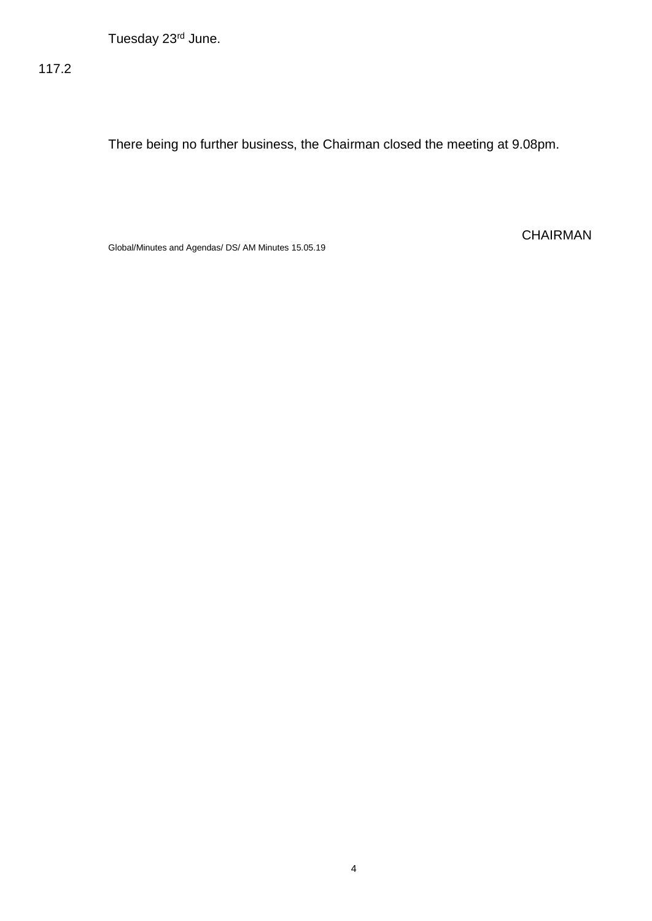Tuesday 23rd June.

117.2

There being no further business, the Chairman closed the meeting at 9.08pm.

CHAIRMAN

Global/Minutes and Agendas/ DS/ AM Minutes 15.05.19